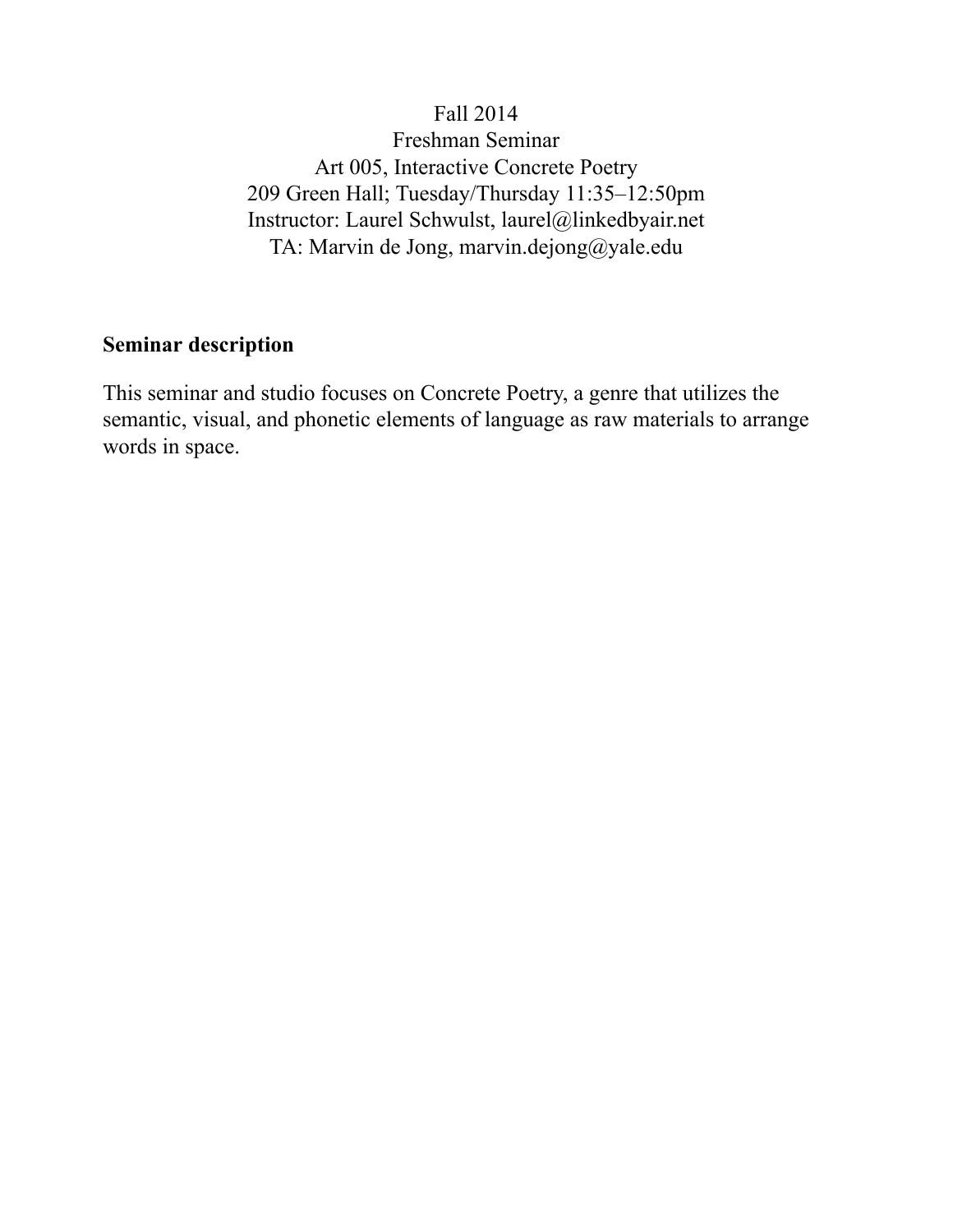Fall 2014
Freshman Seminar
Art 005, Interactive Concrete Poetry
209 Green Hall; Tuesday/Thursday 11:35–12:50pm
Instructor: Laurel Schwulst, laurel@linkedbyair.net
TA: Marvin de Jong, marvin.dejong@yale.edu

**Seminar description**

This seminar and studio focuses on Concrete Poetry, a genre that utilizes the semantic, visual, and phonetic elements of language as raw materials to arrange words in space.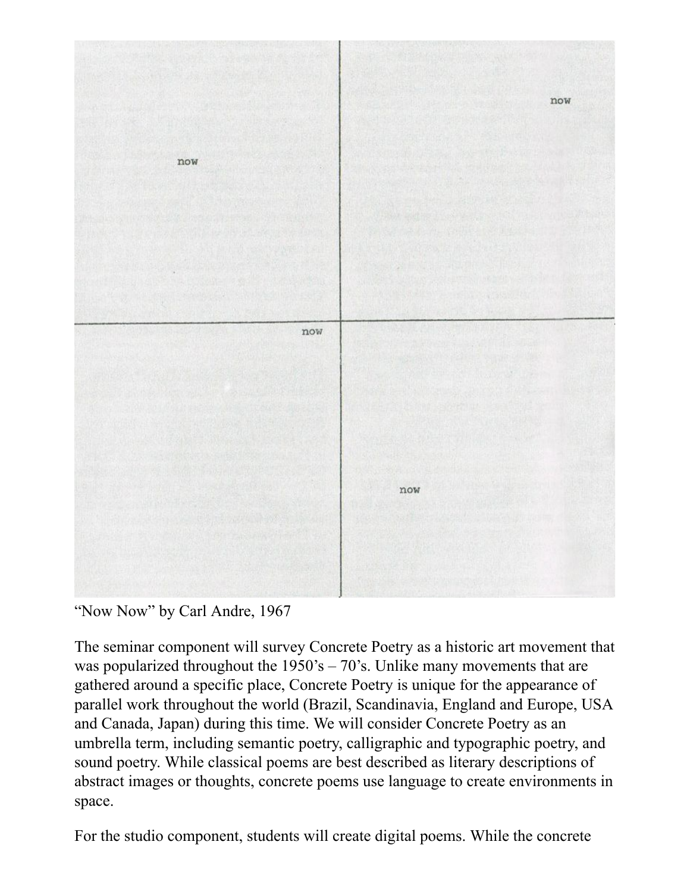"Now Now" by Carl Andre, 1967

The seminar component will survey Concrete Poetry as a historic art movement that was popularized throughout the 1950's – 70's. Unlike many movements that are gathered around a specific place, Concrete Poetry is unique for the appearance of parallel work throughout the world (Brazil, Scandinavia, England and Europe, USA and Canada, Japan) during this time. We will consider Concrete Poetry as an umbrella term, including semantic poetry, calligraphic and typographic poetry, and sound poetry. While classical poems are best described as literary descriptions of abstract images or thoughts, concrete poems use language to create environments in space.

For the studio component, students will create digital poems. While the concrete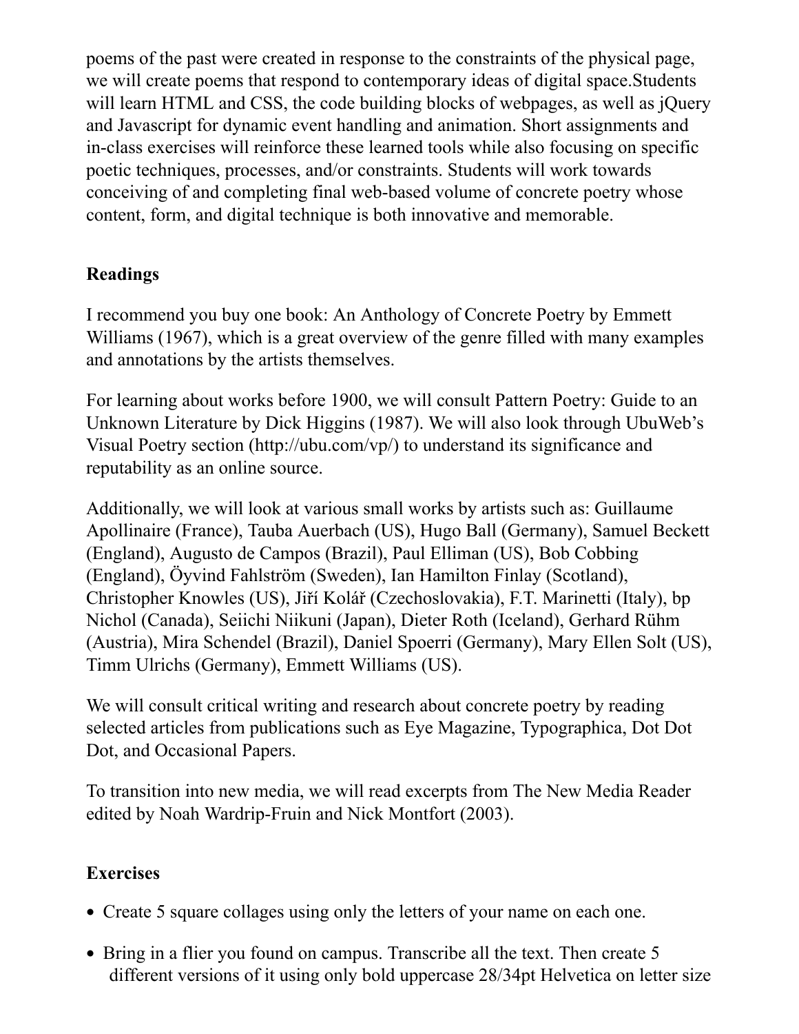poems of the past were created in response to the constraints of the physical page, we will create poems that respond to contemporary ideas of digital space.Students will learn HTML and CSS, the code building blocks of webpages, as well as jQuery and Javascript for dynamic event handling and animation. Short assignments and in-class exercises will reinforce these learned tools while also focusing on specific poetic techniques, processes, and/or constraints. Students will work towards conceiving of and completing final web-based volume of concrete poetry whose content, form, and digital technique is both innovative and memorable.

## Readings

I recommend you buy one book: An Anthology of Concrete Poetry by Emmett Williams (1967), which is a great overview of the genre filled with many examples and annotations by the artists themselves.

For learning about works before 1900, we will consult Pattern Poetry: Guide to an Unknown Literature by Dick Higgins (1987). We will also look through UbuWeb's Visual Poetry section (http://ubu.com/vp/) to understand its significance and reputability as an online source.

Additionally, we will look at various small works by artists such as: Guillaume Apollinaire (France), Tauba Auerbach (US), Hugo Ball (Germany), Samuel Beckett (England), Augusto de Campos (Brazil), Paul Elliman (US), Bob Cobbing (England), Öyvind Fahlström (Sweden), Ian Hamilton Finlay (Scotland), Christopher Knowles (US), Jiří Kolář (Czechoslovakia), F.T. Marinetti (Italy), bp Nichol (Canada), Seiichi Niikuni (Japan), Dieter Roth (Iceland), Gerhard Rühm (Austria), Mira Schendel (Brazil), Daniel Spoerri (Germany), Mary Ellen Solt (US), Timm Ulrichs (Germany), Emmett Williams (US).

We will consult critical writing and research about concrete poetry by reading selected articles from publications such as Eye Magazine, Typographica, Dot Dot Dot, and Occasional Papers.

To transition into new media, we will read excerpts from The New Media Reader edited by Noah Wardrip-Fruin and Nick Montfort (2003).

## Exercises

- Create 5 square collages using only the letters of your name on each one.
- Bring in a flier you found on campus. Transcribe all the text. Then create 5 different versions of it using only bold uppercase 28/34pt Helvetica on letter size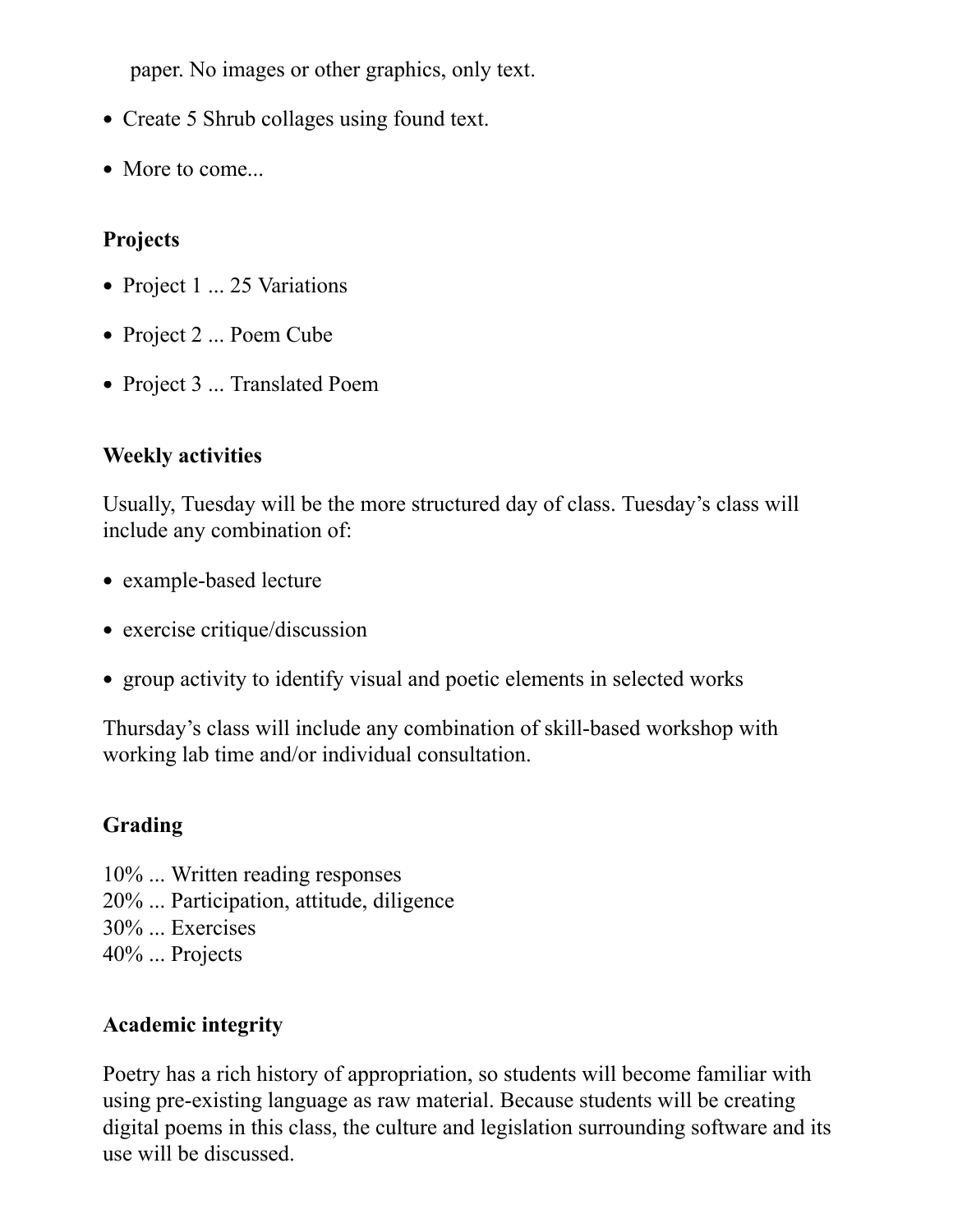paper. No images or other graphics, only text.

- Create 5 Shrub collages using found text.
- More to come...

**Projects**

- Project 1 ... 25 Variations
- Project 2 ... Poem Cube
- Project 3 ... Translated Poem

**Weekly activities**

Usually, Tuesday will be the more structured day of class. Tuesday's class will include any combination of:

- example-based lecture
- exercise critique/discussion
- group activity to identify visual and poetic elements in selected works

Thursday's class will include any combination of skill-based workshop with working lab time and/or individual consultation.

**Grading**

10% ... Written reading responses
20% ... Participation, attitude, diligence
30% ... Exercises
40% ... Projects

**Academic integrity**

Poetry has a rich history of appropriation, so students will become familiar with using pre-existing language as raw material. Because students will be creating digital poems in this class, the culture and legislation surrounding software and its use will be discussed.